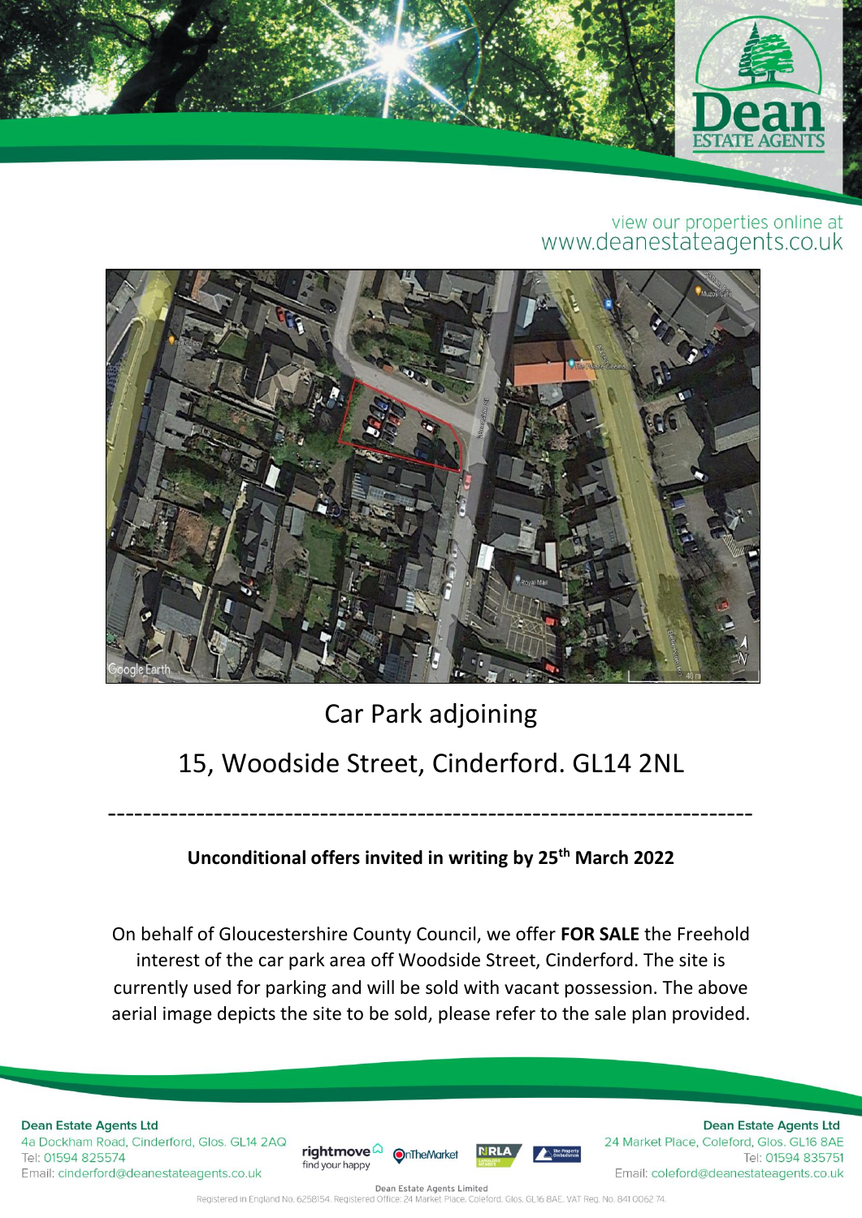view our properties online at
www.deanestateagents.co.uk

# Car Park adjoining

# 15, Woodside Street, Cinderford. GL14 2NL

---

**Unconditional offers invited in writing by 25th March 2022**

On behalf of Gloucestershire County Council, we offer **FOR SALE** the Freehold interest of the car park area off Woodside Street, Cinderford. The site is currently used for parking and will be sold with vacant possession. The above aerial image depicts the site to be sold, please refer to the sale plan provided.

**Dean Estate Agents Ltd**
4a Dockham Road, Cinderford, Glos. GL14 2AQ
Tel: 01594 825574
Email: cinderford@deanestateagents.co.uk

**Dean Estate Agents Ltd**
24 Market Place, Coleford, Glos. GL16 8AE
Tel: 01594 835751
Email: coleford@deanestateagents.co.uk

Dean Estate Agents Limited
Registered in England No. 6258154. Registered Office: 24 Market Place, Coleford, Glos. GL16 8AE. VAT Reg. No. 841 0062 74.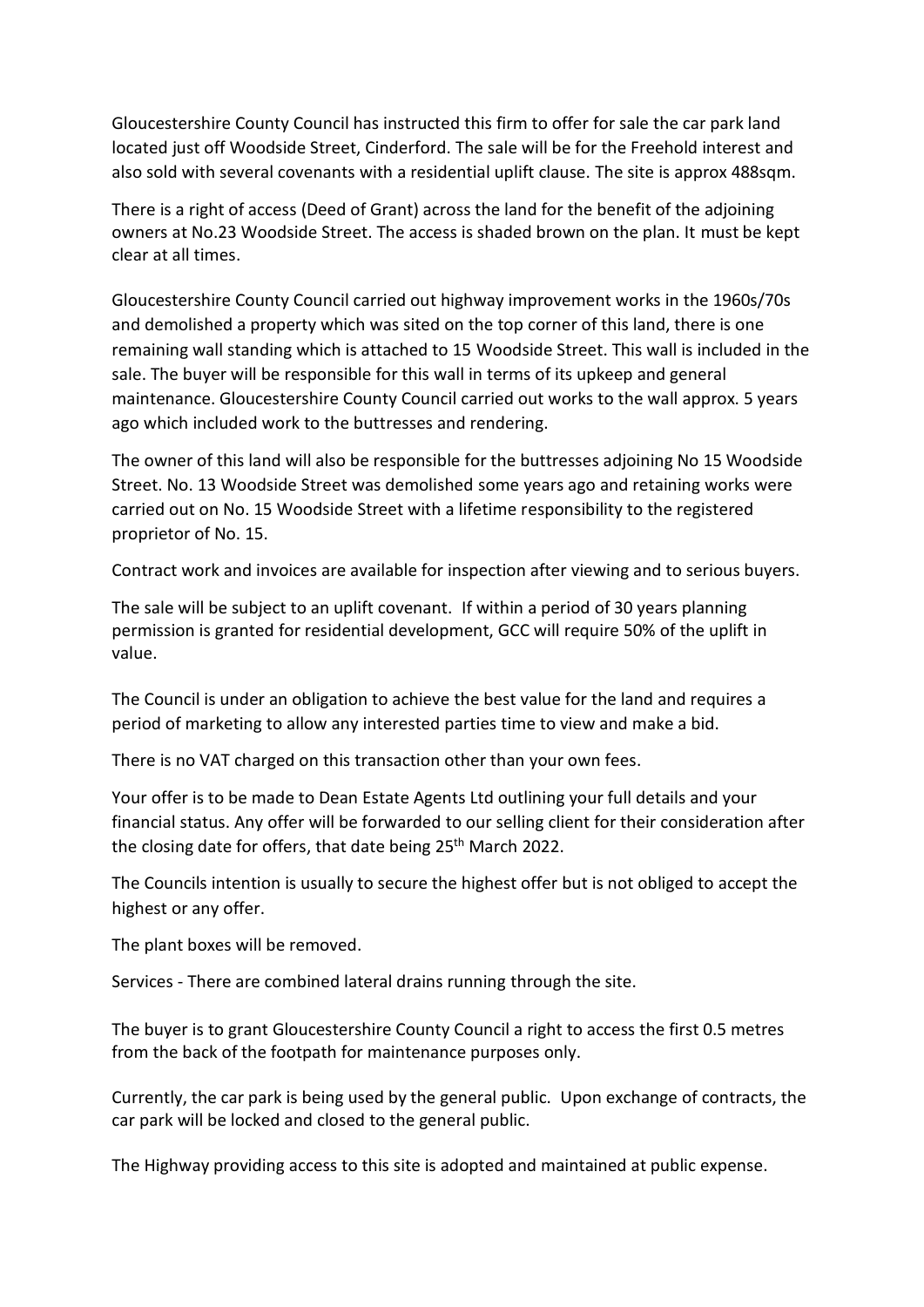Gloucestershire County Council has instructed this firm to offer for sale the car park land located just off Woodside Street, Cinderford. The sale will be for the Freehold interest and also sold with several covenants with a residential uplift clause. The site is approx 488sqm.

There is a right of access (Deed of Grant) across the land for the benefit of the adjoining owners at No.23 Woodside Street. The access is shaded brown on the plan. It must be kept clear at all times.

Gloucestershire County Council carried out highway improvement works in the 1960s/70s and demolished a property which was sited on the top corner of this land, there is one remaining wall standing which is attached to 15 Woodside Street. This wall is included in the sale. The buyer will be responsible for this wall in terms of its upkeep and general maintenance. Gloucestershire County Council carried out works to the wall approx. 5 years ago which included work to the buttresses and rendering.

The owner of this land will also be responsible for the buttresses adjoining No 15 Woodside Street. No. 13 Woodside Street was demolished some years ago and retaining works were carried out on No. 15 Woodside Street with a lifetime responsibility to the registered proprietor of No. 15.

Contract work and invoices are available for inspection after viewing and to serious buyers.

The sale will be subject to an uplift covenant. If within a period of 30 years planning permission is granted for residential development, GCC will require 50% of the uplift in value.

The Council is under an obligation to achieve the best value for the land and requires a period of marketing to allow any interested parties time to view and make a bid.

There is no VAT charged on this transaction other than your own fees.

Your offer is to be made to Dean Estate Agents Ltd outlining your full details and your financial status. Any offer will be forwarded to our selling client for their consideration after the closing date for offers, that date being 25th March 2022.

The Councils intention is usually to secure the highest offer but is not obliged to accept the highest or any offer.

The plant boxes will be removed.

Services - There are combined lateral drains running through the site.

The buyer is to grant Gloucestershire County Council a right to access the first 0.5 metres from the back of the footpath for maintenance purposes only.

Currently, the car park is being used by the general public. Upon exchange of contracts, the car park will be locked and closed to the general public.

The Highway providing access to this site is adopted and maintained at public expense.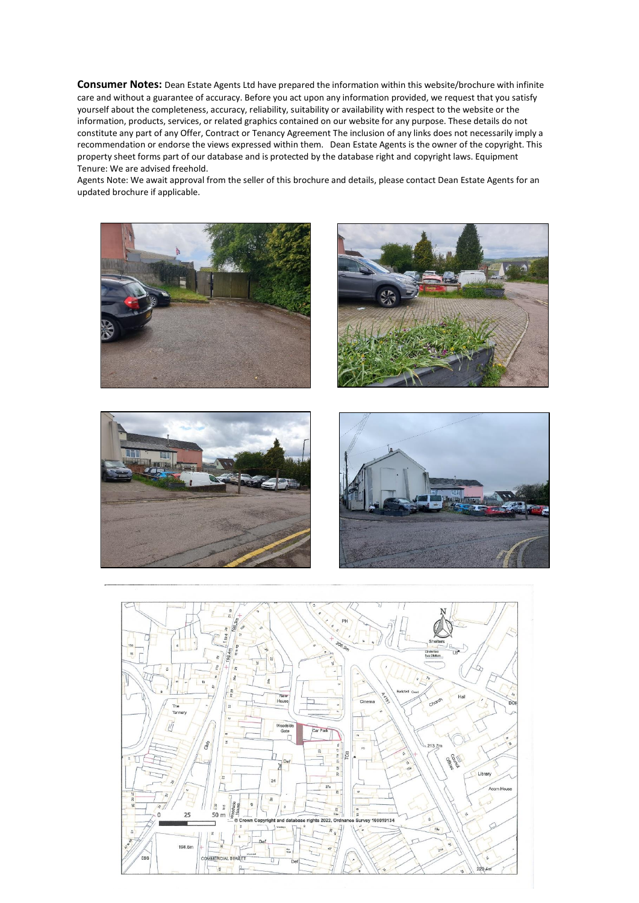**Consumer Notes:** Dean Estate Agents Ltd have prepared the information within this website/brochure with infinite care and without a guarantee of accuracy. Before you act upon any information provided, we request that you satisfy yourself about the completeness, accuracy, reliability, suitability or availability with respect to the website or the information, products, services, or related graphics contained on our website for any purpose. These details do not constitute any part of any Offer, Contract or Tenancy Agreement The inclusion of any links does not necessarily imply a recommendation or endorse the views expressed within them. Dean Estate Agents is the owner of the copyright. This property sheet forms part of our database and is protected by the database right and copyright laws. Equipment Tenure: We are advised freehold.

Agents Note: We await approval from the seller of this brochure and details, please contact Dean Estate Agents for an updated brochure if applicable.